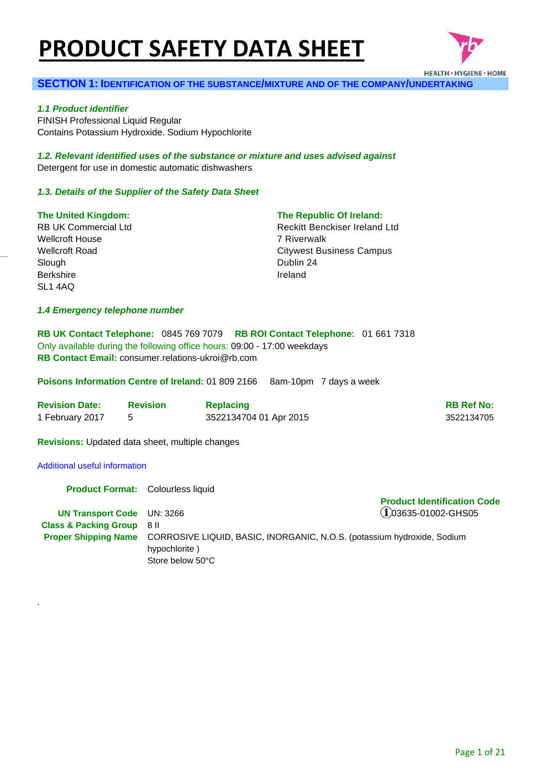# PRODUCT SAFETY DATA SHEET

HEALTH • HYGIENE • HOME

## SECTION 1: IDENTIFICATION OF THE SUBSTANCE/MIXTURE AND OF THE COMPANY/UNDERTAKING

### *1.1 Product identifier*

FINISH Professional Liquid Regular
Contains Potassium Hydroxide. Sodium Hypochlorite

### *1.2. Relevant identified uses of the substance or mixture and uses advised against*

Detergent for use in domestic automatic dishwashers

### *1.3. Details of the Supplier of the Safety Data Sheet*

**The United Kingdom:**
RB UK Commercial Ltd
Wellcroft House
Wellcroft Road
Slough
Berkshire
SL1 4AQ

**The Republic Of Ireland:**
Reckitt Benckiser Ireland Ltd
7 Riverwalk
Citywest Business Campus
Dublin 24
Ireland

### *1.4 Emergency telephone number*

**RB UK Contact Telephone:** 0845 769 7079 **RB ROI Contact Telephone:** 01 661 7318
Only available during the following office hours: 09:00 - 17:00 weekdays
**RB Contact Email:** consumer.relations-ukroi@rb.com

**Poisons Information Centre of Ireland:** 01 809 2166 8am-10pm 7 days a week

| Revision Date: | Revision | Replacing | RB Ref No: |
|---|---|---|---|
| 1 February 2017 | 5 | 3522134704 01 Apr 2015 | 3522134705 |

**Revisions:** Updated data sheet, multiple changes

Additional useful information

**Product Format:** Colourless liquid

**Product Identification Code**
03635-01002-GHS05

**UN Transport Code** UN: 3266
**Class & Packing Group** 8 II
**Proper Shipping Name** CORROSIVE LIQUID, BASIC, INORGANIC, N.O.S. (potassium hydroxide, Sodium hypochlorite )
Store below 50°C

.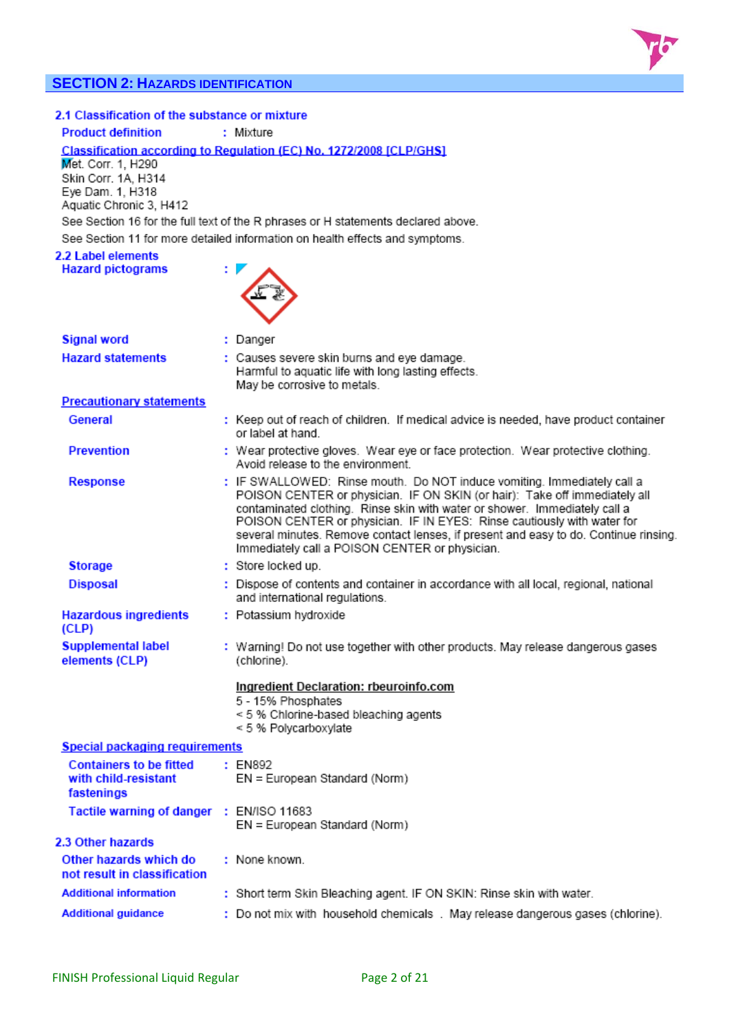## SECTION 2: HAZARDS IDENTIFICATION

### 2.1 Classification of the substance or mixture

**Product definition** : Mixture

**Classification according to Regulation (EC) No. 1272/2008 [CLP/GHS]**

Met. Corr. 1, H290
Skin Corr. 1A, H314
Eye Dam. 1, H318
Aquatic Chronic 3, H412

See Section 16 for the full text of the R phrases or H statements declared above.

See Section 11 for more detailed information on health effects and symptoms.

### 2.2 Label elements

**Hazard pictograms** :

**Signal word** : Danger

**Hazard statements** : Causes severe skin burns and eye damage.
Harmful to aquatic life with long lasting effects.
May be corrosive to metals.

**Precautionary statements**

**General** : Keep out of reach of children. If medical advice is needed, have product container or label at hand.

**Prevention** : Wear protective gloves. Wear eye or face protection. Wear protective clothing. Avoid release to the environment.

**Response** : IF SWALLOWED: Rinse mouth. Do NOT induce vomiting. Immediately call a POISON CENTER or physician. IF ON SKIN (or hair): Take off immediately all contaminated clothing. Rinse skin with water or shower. Immediately call a POISON CENTER or physician. IF IN EYES: Rinse cautiously with water for several minutes. Remove contact lenses, if present and easy to do. Continue rinsing. Immediately call a POISON CENTER or physician.

**Storage** : Store locked up.

**Disposal** : Dispose of contents and container in accordance with all local, regional, national and international regulations.

**Hazardous ingredients (CLP)** : Potassium hydroxide

**Supplemental label elements (CLP)** : Warning! Do not use together with other products. May release dangerous gases (chlorine).

**Ingredient Declaration: rbeuroinfo.com**
5 - 15% Phosphates
< 5 % Chlorine-based bleaching agents
< 5 % Polycarboxylate

**Special packaging requirements**

**Containers to be fitted with child-resistant fastenings** : EN892
EN = European Standard (Norm)

**Tactile warning of danger** : EN/ISO 11683
EN = European Standard (Norm)

### 2.3 Other hazards

**Other hazards which do not result in classification** : None known.

**Additional information** : Short term Skin Bleaching agent. IF ON SKIN: Rinse skin with water.

**Additional guidance** : Do not mix with household chemicals . May release dangerous gases (chlorine).

FINISH Professional Liquid Regular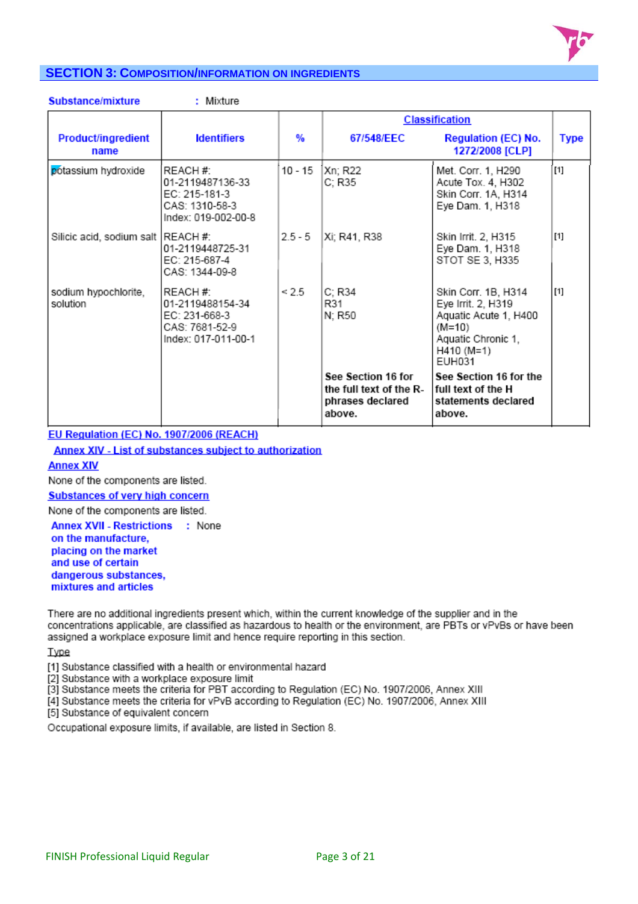## SECTION 3: COMPOSITION/INFORMATION ON INGREDIENTS

**Substance/mixture** : Mixture

| Product/ingredient name | Identifiers | % | Classification | | Type |
|---|---|---|---|---|---|
| | | | 67/548/EEC | Regulation (EC) No. 1272/2008 [CLP] | |
| potassium hydroxide | REACH #: 01-2119487136-33<br>EC: 215-181-3<br>CAS: 1310-58-3<br>Index: 019-002-00-8 | 10 - 15 | Xn; R22<br>C; R35 | Met. Corr. 1, H290<br>Acute Tox. 4, H302<br>Skin Corr. 1A, H314<br>Eye Dam. 1, H318 | [1] |
| Silicic acid, sodium salt | REACH #: 01-2119448725-31<br>EC: 215-687-4<br>CAS: 1344-09-8 | 2.5 - 5 | Xi; R41, R38 | Skin Irrit. 2, H315<br>Eye Dam. 1, H318<br>STOT SE 3, H335 | [1] |
| sodium hypochlorite, solution | REACH #: 01-2119488154-34<br>EC: 231-668-3<br>CAS: 7681-52-9<br>Index: 017-011-00-1 | < 2.5 | C; R34<br>R31<br>N; R50 | Skin Corr. 1B, H314<br>Eye Irrit. 2, H319<br>Aquatic Acute 1, H400 (M=10)<br>Aquatic Chronic 1, H410 (M=1)<br>EUH031 | [1] |
| | | | **See Section 16 for the full text of the R-phrases declared above.** | **See Section 16 for the full text of the H statements declared above.** | |

**EU Regulation (EC) No. 1907/2006 (REACH)**

**Annex XIV - List of substances subject to authorization**

**Annex XIV**

None of the components are listed.

**Substances of very high concern**

None of the components are listed.

**Annex XVII - Restrictions on the manufacture, placing on the market and use of certain dangerous substances, mixtures and articles** : None

There are no additional ingredients present which, within the current knowledge of the supplier and in the concentrations applicable, are classified as hazardous to health or the environment, are PBTs or vPvBs or have been assigned a workplace exposure limit and hence require reporting in this section.

Type

[1] Substance classified with a health or environmental hazard
[2] Substance with a workplace exposure limit
[3] Substance meets the criteria for PBT according to Regulation (EC) No. 1907/2006, Annex XIII
[4] Substance meets the criteria for vPvB according to Regulation (EC) No. 1907/2006, Annex XIII
[5] Substance of equivalent concern

Occupational exposure limits, if available, are listed in Section 8.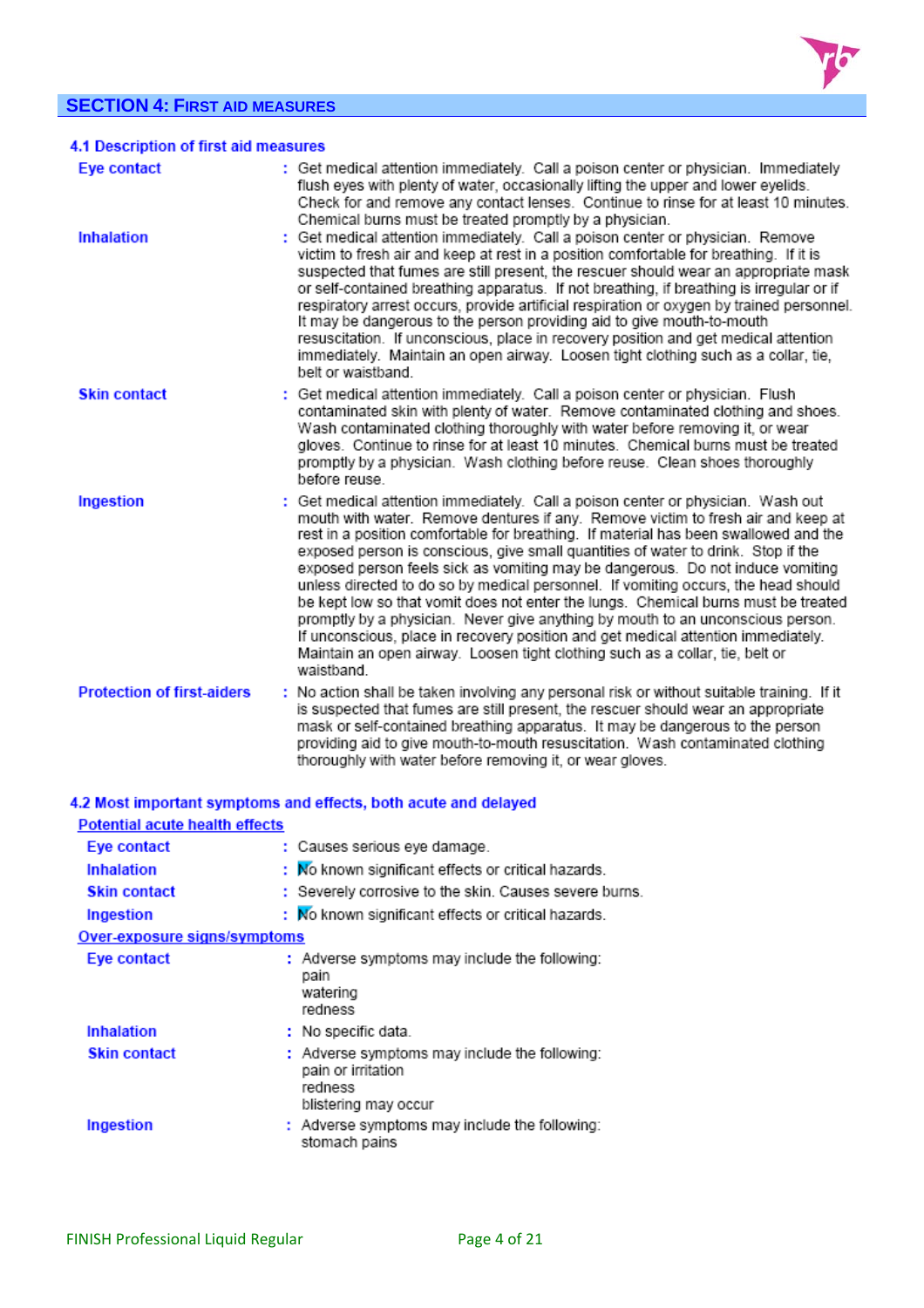## SECTION 4: FIRST AID MEASURES

### 4.1 Description of first aid measures

**Eye contact** : Get medical attention immediately. Call a poison center or physician. Immediately flush eyes with plenty of water, occasionally lifting the upper and lower eyelids. Check for and remove any contact lenses. Continue to rinse for at least 10 minutes. Chemical burns must be treated promptly by a physician.

**Inhalation** : Get medical attention immediately. Call a poison center or physician. Remove victim to fresh air and keep at rest in a position comfortable for breathing. If it is suspected that fumes are still present, the rescuer should wear an appropriate mask or self-contained breathing apparatus. If not breathing, if breathing is irregular or if respiratory arrest occurs, provide artificial respiration or oxygen by trained personnel. It may be dangerous to the person providing aid to give mouth-to-mouth resuscitation. If unconscious, place in recovery position and get medical attention immediately. Maintain an open airway. Loosen tight clothing such as a collar, tie, belt or waistband.

**Skin contact** : Get medical attention immediately. Call a poison center or physician. Flush contaminated skin with plenty of water. Remove contaminated clothing and shoes. Wash contaminated clothing thoroughly with water before removing it, or wear gloves. Continue to rinse for at least 10 minutes. Chemical burns must be treated promptly by a physician. Wash clothing before reuse. Clean shoes thoroughly before reuse.

**Ingestion** : Get medical attention immediately. Call a poison center or physician. Wash out mouth with water. Remove dentures if any. Remove victim to fresh air and keep at rest in a position comfortable for breathing. If material has been swallowed and the exposed person is conscious, give small quantities of water to drink. Stop if the exposed person feels sick as vomiting may be dangerous. Do not induce vomiting unless directed to do so by medical personnel. If vomiting occurs, the head should be kept low so that vomit does not enter the lungs. Chemical burns must be treated promptly by a physician. Never give anything by mouth to an unconscious person. If unconscious, place in recovery position and get medical attention immediately. Maintain an open airway. Loosen tight clothing such as a collar, tie, belt or waistband.

**Protection of first-aiders** : No action shall be taken involving any personal risk or without suitable training. If it is suspected that fumes are still present, the rescuer should wear an appropriate mask or self-contained breathing apparatus. It may be dangerous to the person providing aid to give mouth-to-mouth resuscitation. Wash contaminated clothing thoroughly with water before removing it, or wear gloves.

### 4.2 Most important symptoms and effects, both acute and delayed

**Potential acute health effects**

**Eye contact** : Causes serious eye damage.

**Inhalation** : No known significant effects or critical hazards.

**Skin contact** : Severely corrosive to the skin. Causes severe burns.

**Ingestion** : No known significant effects or critical hazards.

**Over-exposure signs/symptoms**

**Eye contact** : Adverse symptoms may include the following:
pain
watering
redness

**Inhalation** : No specific data.

**Skin contact** : Adverse symptoms may include the following:
pain or irritation
redness
blistering may occur

**Ingestion** : Adverse symptoms may include the following:
stomach pains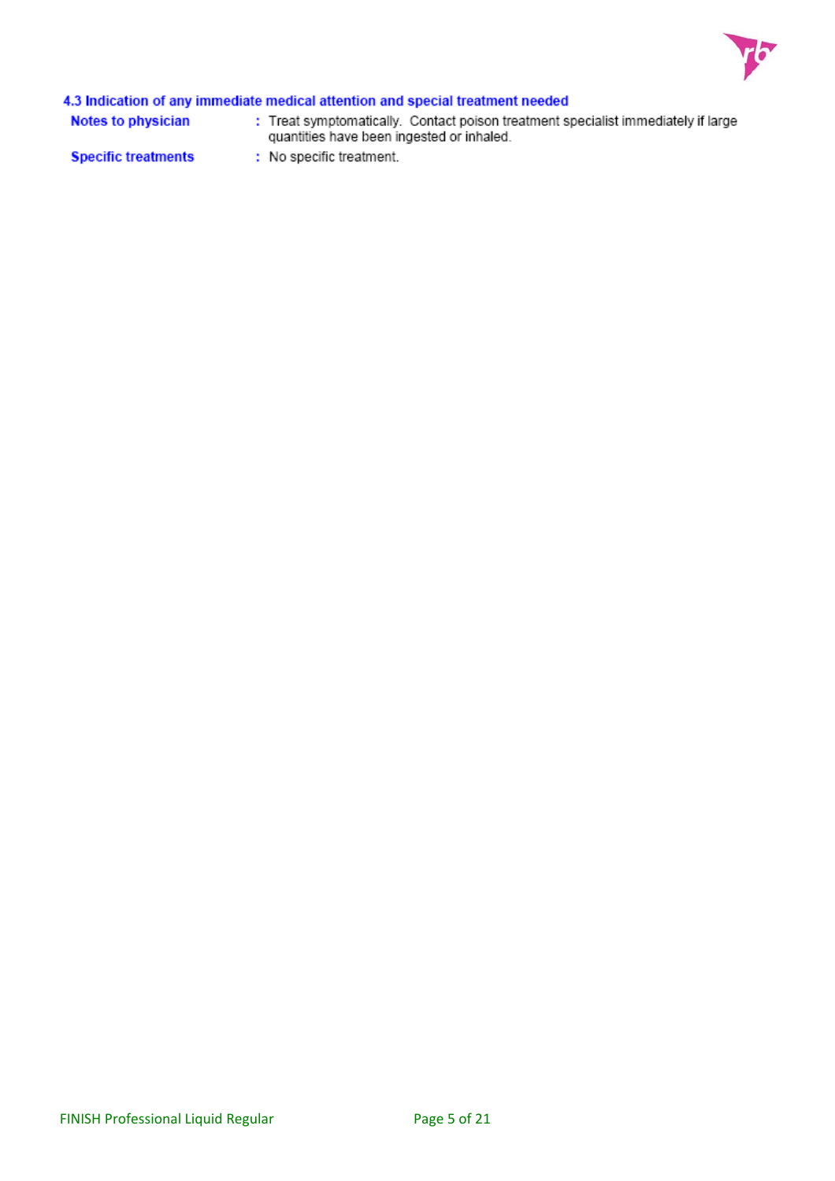### 4.3 Indication of any immediate medical attention and special treatment needed

**Notes to physician** : Treat symptomatically. Contact poison treatment specialist immediately if large quantities have been ingested or inhaled.

**Specific treatments** : No specific treatment.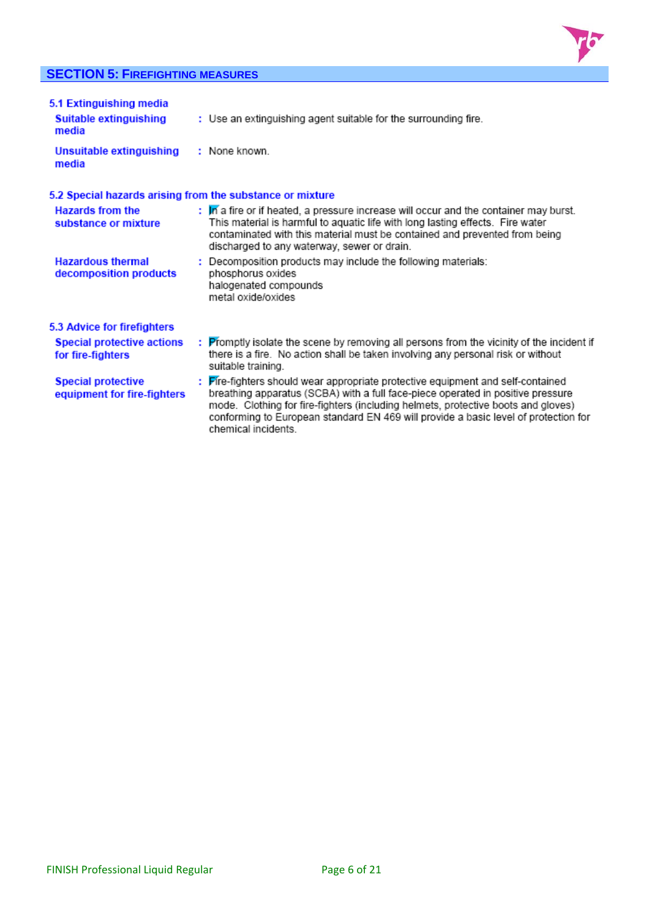## SECTION 5: FIREFIGHTING MEASURES

### 5.1 Extinguishing media

**Suitable extinguishing media** : Use an extinguishing agent suitable for the surrounding fire.

**Unsuitable extinguishing media** : None known.

### 5.2 Special hazards arising from the substance or mixture

**Hazards from the substance or mixture** : In a fire or if heated, a pressure increase will occur and the container may burst. This material is harmful to aquatic life with long lasting effects. Fire water contaminated with this material must be contained and prevented from being discharged to any waterway, sewer or drain.

**Hazardous thermal decomposition products** : Decomposition products may include the following materials:
phosphorus oxides
halogenated compounds
metal oxide/oxides

### 5.3 Advice for firefighters

**Special protective actions for fire-fighters** : Promptly isolate the scene by removing all persons from the vicinity of the incident if there is a fire. No action shall be taken involving any personal risk or without suitable training.

**Special protective equipment for fire-fighters** : Fire-fighters should wear appropriate protective equipment and self-contained breathing apparatus (SCBA) with a full face-piece operated in positive pressure mode. Clothing for fire-fighters (including helmets, protective boots and gloves) conforming to European standard EN 469 will provide a basic level of protection for chemical incidents.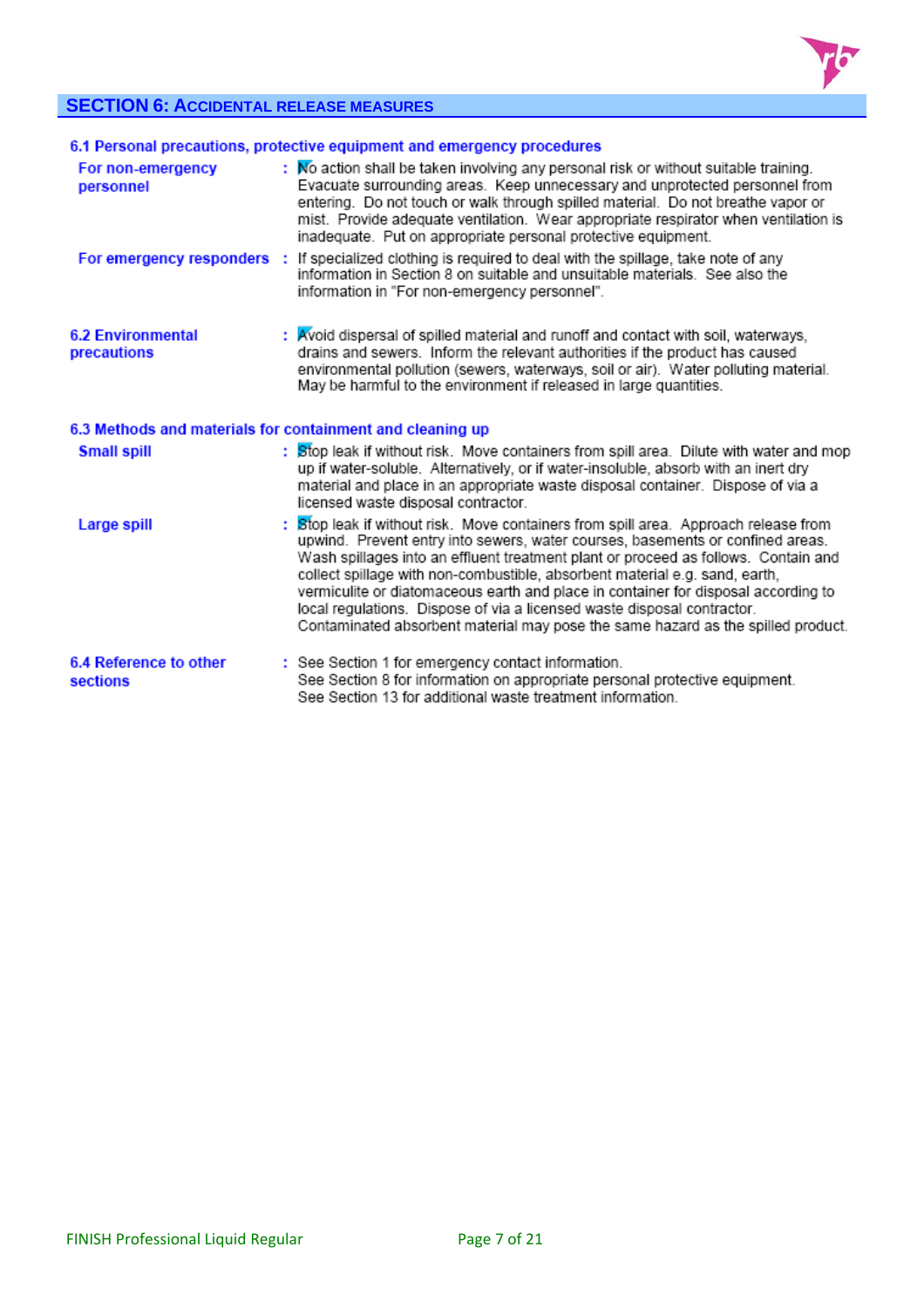## SECTION 6: ACCIDENTAL RELEASE MEASURES

### 6.1 Personal precautions, protective equipment and emergency procedures

**For non-emergency personnel** : No action shall be taken involving any personal risk or without suitable training. Evacuate surrounding areas. Keep unnecessary and unprotected personnel from entering. Do not touch or walk through spilled material. Do not breathe vapor or mist. Provide adequate ventilation. Wear appropriate respirator when ventilation is inadequate. Put on appropriate personal protective equipment.

**For emergency responders** : If specialized clothing is required to deal with the spillage, take note of any information in Section 8 on suitable and unsuitable materials. See also the information in "For non-emergency personnel".

### 6.2 Environmental precautions

: Avoid dispersal of spilled material and runoff and contact with soil, waterways, drains and sewers. Inform the relevant authorities if the product has caused environmental pollution (sewers, waterways, soil or air). Water polluting material. May be harmful to the environment if released in large quantities.

### 6.3 Methods and materials for containment and cleaning up

**Small spill** : Stop leak if without risk. Move containers from spill area. Dilute with water and mop up if water-soluble. Alternatively, or if water-insoluble, absorb with an inert dry material and place in an appropriate waste disposal container. Dispose of via a licensed waste disposal contractor.

**Large spill** : Stop leak if without risk. Move containers from spill area. Approach release from upwind. Prevent entry into sewers, water courses, basements or confined areas. Wash spillages into an effluent treatment plant or proceed as follows. Contain and collect spillage with non-combustible, absorbent material e.g. sand, earth, vermiculite or diatomaceous earth and place in container for disposal according to local regulations. Dispose of via a licensed waste disposal contractor. Contaminated absorbent material may pose the same hazard as the spilled product.

### 6.4 Reference to other sections

: See Section 1 for emergency contact information.
See Section 8 for information on appropriate personal protective equipment.
See Section 13 for additional waste treatment information.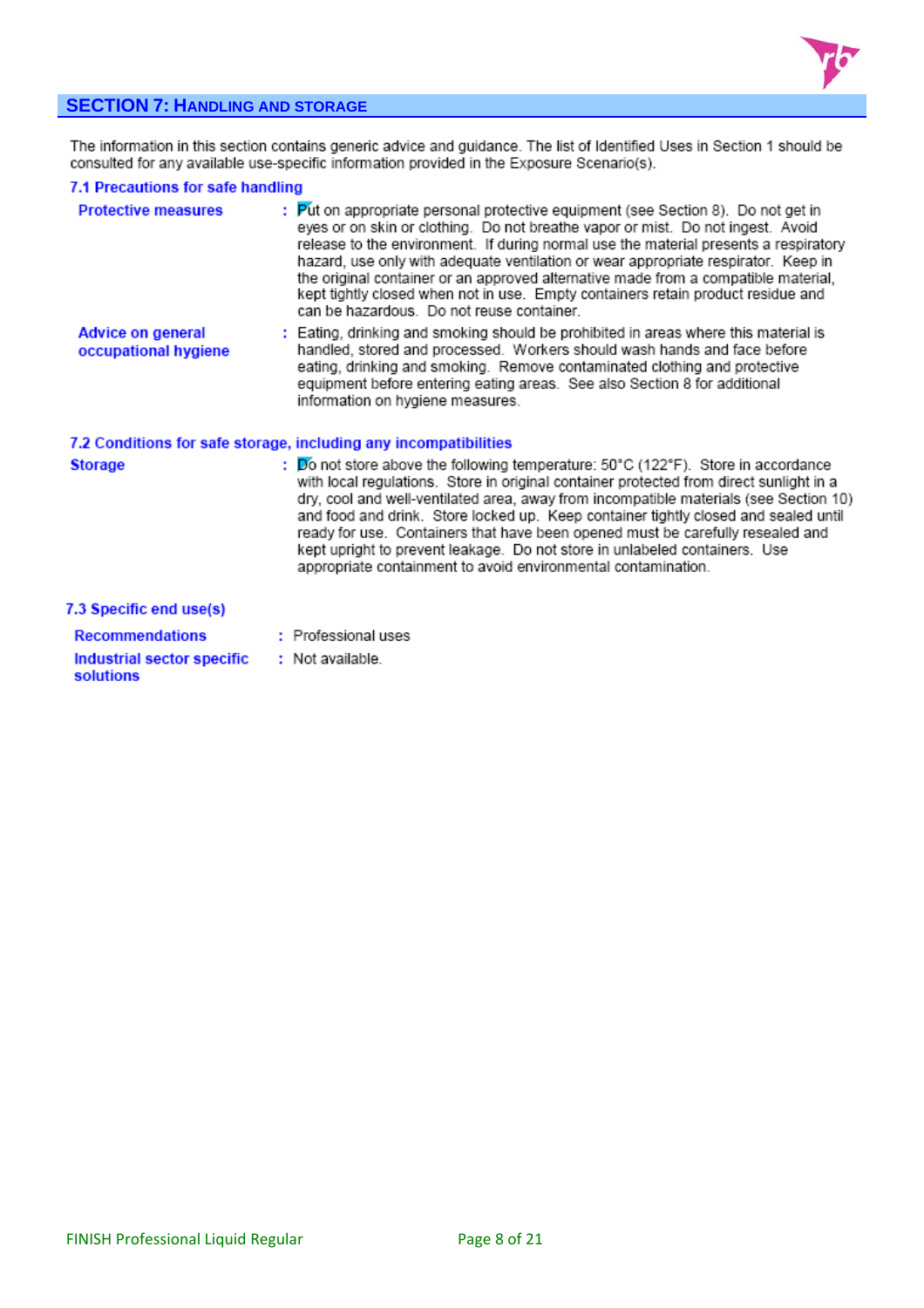## SECTION 7: HANDLING AND STORAGE

The information in this section contains generic advice and guidance. The list of Identified Uses in Section 1 should be consulted for any available use-specific information provided in the Exposure Scenario(s).

### 7.1 Precautions for safe handling

**Protective measures** : Put on appropriate personal protective equipment (see Section 8). Do not get in eyes or on skin or clothing. Do not breathe vapor or mist. Do not ingest. Avoid release to the environment. If during normal use the material presents a respiratory hazard, use only with adequate ventilation or wear appropriate respirator. Keep in the original container or an approved alternative made from a compatible material, kept tightly closed when not in use. Empty containers retain product residue and can be hazardous. Do not reuse container.

**Advice on general occupational hygiene** : Eating, drinking and smoking should be prohibited in areas where this material is handled, stored and processed. Workers should wash hands and face before eating, drinking and smoking. Remove contaminated clothing and protective equipment before entering eating areas. See also Section 8 for additional information on hygiene measures.

### 7.2 Conditions for safe storage, including any incompatibilities

**Storage** : Do not store above the following temperature: 50°C (122°F). Store in accordance with local regulations. Store in original container protected from direct sunlight in a dry, cool and well-ventilated area, away from incompatible materials (see Section 10) and food and drink. Store locked up. Keep container tightly closed and sealed until ready for use. Containers that have been opened must be carefully resealed and kept upright to prevent leakage. Do not store in unlabeled containers. Use appropriate containment to avoid environmental contamination.

### 7.3 Specific end use(s)

**Recommendations** : Professional uses

**Industrial sector specific solutions** : Not available.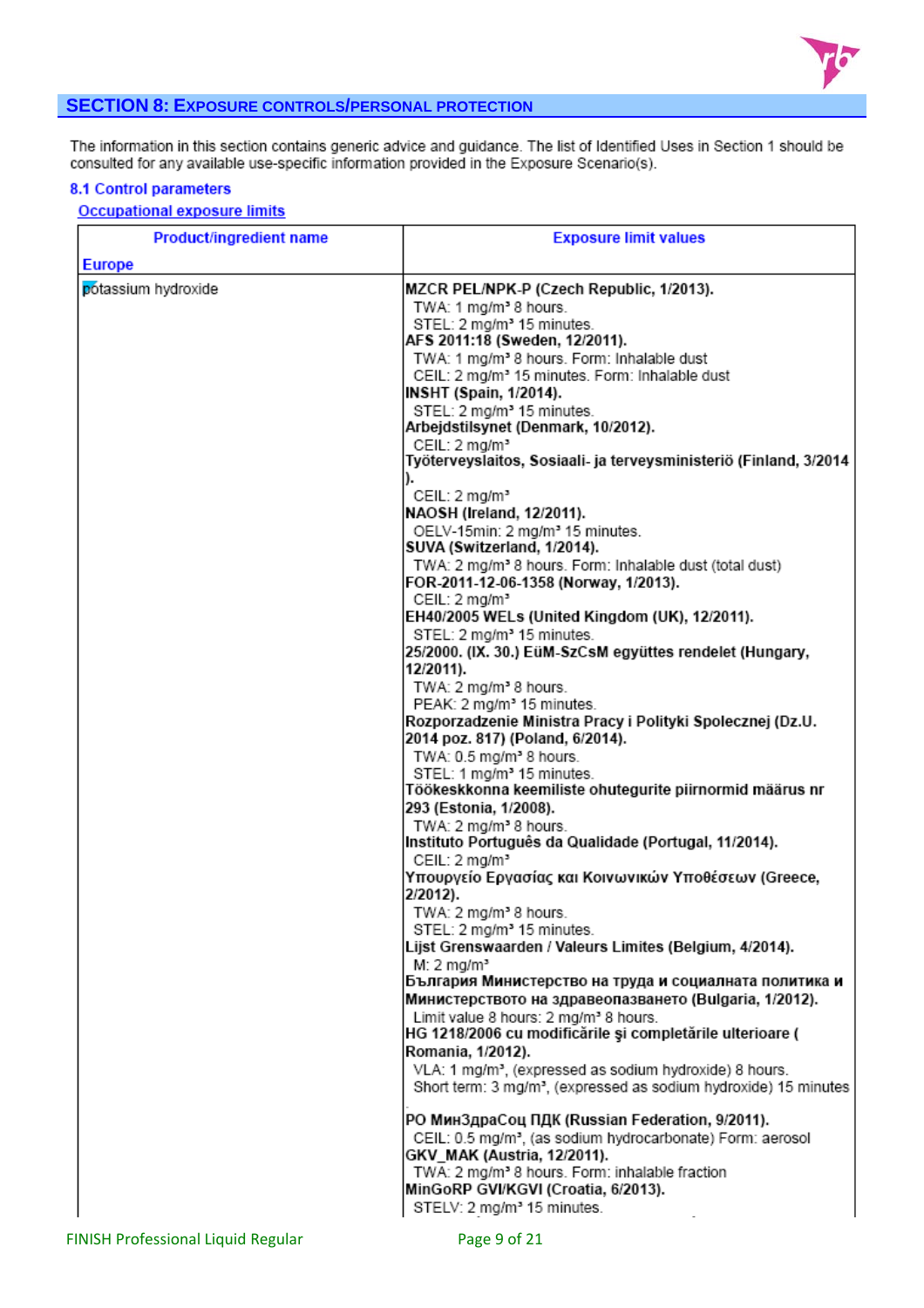## SECTION 8: EXPOSURE CONTROLS/PERSONAL PROTECTION

The information in this section contains generic advice and guidance. The list of Identified Uses in Section 1 should be consulted for any available use-specific information provided in the Exposure Scenario(s).

### 8.1 Control parameters

#### Occupational exposure limits

| Product/ingredient name<br><br>Europe | Exposure limit values |
|---|---|
| potassium hydroxide | **MZCR PEL/NPK-P (Czech Republic, 1/2013).**<br>TWA: 1 mg/m³ 8 hours.<br>STEL: 2 mg/m³ 15 minutes.<br>**AFS 2011:18 (Sweden, 12/2011).**<br>TWA: 1 mg/m³ 8 hours. Form: Inhalable dust<br>CEIL: 2 mg/m³ 15 minutes. Form: Inhalable dust<br>**INSHT (Spain, 1/2014).**<br>STEL: 2 mg/m³ 15 minutes.<br>**Arbejdstilsynet (Denmark, 10/2012).**<br>CEIL: 2 mg/m³<br>**Työterveyslaitos, Sosiaali- ja terveysministeriö (Finland, 3/2014).**<br>CEIL: 2 mg/m³<br>**NAOSH (Ireland, 12/2011).**<br>OELV-15min: 2 mg/m³ 15 minutes.<br>**SUVA (Switzerland, 1/2014).**<br>TWA: 2 mg/m³ 8 hours. Form: Inhalable dust (total dust)<br>**FOR-2011-12-06-1358 (Norway, 1/2013).**<br>CEIL: 2 mg/m³<br>**EH40/2005 WELs (United Kingdom (UK), 12/2011).**<br>STEL: 2 mg/m³ 15 minutes.<br>**25/2000. (IX. 30.) EüM-SzCsM együttes rendelet (Hungary, 12/2011).**<br>TWA: 2 mg/m³ 8 hours.<br>PEAK: 2 mg/m³ 15 minutes.<br>**Rozporzadzenie Ministra Pracy i Polityki Spolecznej (Dz.U. 2014 poz. 817) (Poland, 6/2014).**<br>TWA: 0.5 mg/m³ 8 hours.<br>STEL: 1 mg/m³ 15 minutes.<br>**Töökeskkonna keemiliste ohutegurite piirnormid määrus nr 293 (Estonia, 1/2008).**<br>TWA: 2 mg/m³ 8 hours.<br>**Instituto Português da Qualidade (Portugal, 11/2014).**<br>CEIL: 2 mg/m³<br>**Υπουργείο Εργασίας και Κοινωνικών Υποθέσεων (Greece, 2/2012).**<br>TWA: 2 mg/m³ 8 hours.<br>STEL: 2 mg/m³ 15 minutes.<br>**Lijst Grenswaarden / Valeurs Limites (Belgium, 4/2014).**<br>M: 2 mg/m³<br>**България Министерство на труда и социалната политика и Министерството на здравеопазването (Bulgaria, 1/2012).**<br>Limit value 8 hours: 2 mg/m³ 8 hours.<br>**HG 1218/2006 cu modificările şi completările ulterioare ( Romania, 1/2012).**<br>VLA: 1 mg/m³, (expressed as sodium hydroxide) 8 hours.<br>Short term: 3 mg/m³, (expressed as sodium hydroxide) 15 minutes<br>.<br>**РО МинЗдраСоц ПДК (Russian Federation, 9/2011).**<br>CEIL: 0.5 mg/m³, (as sodium hydrocarbonate) Form: aerosol<br>**GKV_MAK (Austria, 12/2011).**<br>TWA: 2 mg/m³ 8 hours. Form: inhalable fraction<br>**MinGoRP GVI/KGVI (Croatia, 6/2013).**<br>STELV: 2 mg/m³ 15 minutes. |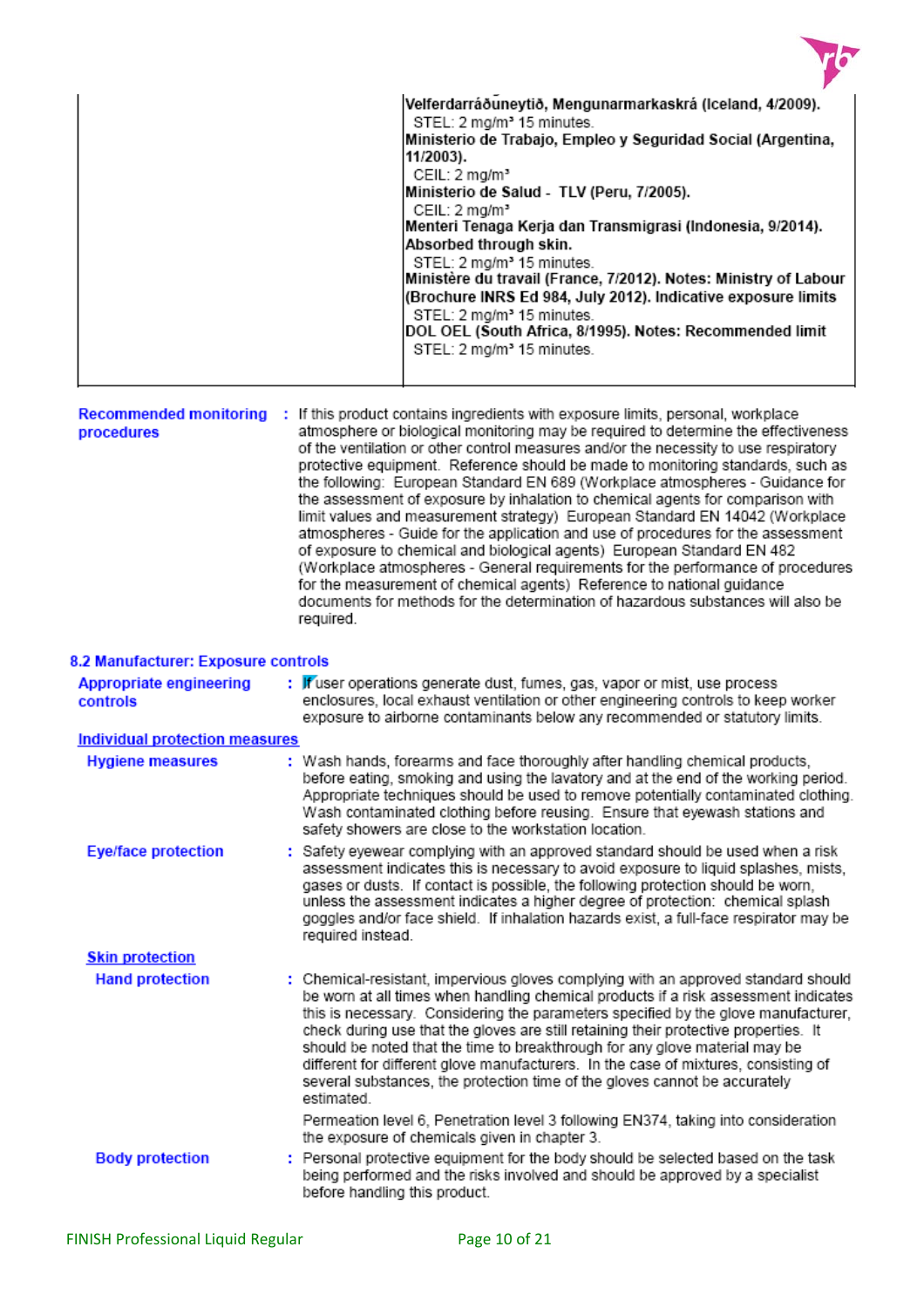| | |
|---|---|
| | **Velferdarráðuneytið, Mengunarmarkaskrá (Iceland, 4/2009).**<br>STEL: 2 mg/m³ 15 minutes.<br>**Ministerio de Trabajo, Empleo y Seguridad Social (Argentina, 11/2003).**<br>CEIL: 2 mg/m³<br>**Ministerio de Salud - TLV (Peru, 7/2005).**<br>CEIL: 2 mg/m³<br>**Menteri Tenaga Kerja dan Transmigrasi (Indonesia, 9/2014). Absorbed through skin.**<br>STEL: 2 mg/m³ 15 minutes.<br>**Ministère du travail (France, 7/2012). Notes: Ministry of Labour (Brochure INRS Ed 984, July 2012). Indicative exposure limits**<br>STEL: 2 mg/m³ 15 minutes.<br>**DOL OEL (South Africa, 8/1995). Notes: Recommended limit**<br>STEL: 2 mg/m³ 15 minutes. |

**Recommended monitoring procedures** : If this product contains ingredients with exposure limits, personal, workplace atmosphere or biological monitoring may be required to determine the effectiveness of the ventilation or other control measures and/or the necessity to use respiratory protective equipment. Reference should be made to monitoring standards, such as the following: European Standard EN 689 (Workplace atmospheres - Guidance for the assessment of exposure by inhalation to chemical agents for comparison with limit values and measurement strategy) European Standard EN 14042 (Workplace atmospheres - Guide for the application and use of procedures for the assessment of exposure to chemical and biological agents) European Standard EN 482 (Workplace atmospheres - General requirements for the performance of procedures for the measurement of chemical agents) Reference to national guidance documents for methods for the determination of hazardous substances will also be required.

## 8.2 Manufacturer: Exposure controls

**Appropriate engineering controls** : If user operations generate dust, fumes, gas, vapor or mist, use process enclosures, local exhaust ventilation or other engineering controls to keep worker exposure to airborne contaminants below any recommended or statutory limits.

### Individual protection measures

**Hygiene measures** : Wash hands, forearms and face thoroughly after handling chemical products, before eating, smoking and using the lavatory and at the end of the working period. Appropriate techniques should be used to remove potentially contaminated clothing. Wash contaminated clothing before reusing. Ensure that eyewash stations and safety showers are close to the workstation location.

**Eye/face protection** : Safety eyewear complying with an approved standard should be used when a risk assessment indicates this is necessary to avoid exposure to liquid splashes, mists, gases or dusts. If contact is possible, the following protection should be worn, unless the assessment indicates a higher degree of protection: chemical splash goggles and/or face shield. If inhalation hazards exist, a full-face respirator may be required instead.

#### Skin protection

**Hand protection** : Chemical-resistant, impervious gloves complying with an approved standard should be worn at all times when handling chemical products if a risk assessment indicates this is necessary. Considering the parameters specified by the glove manufacturer, check during use that the gloves are still retaining their protective properties. It should be noted that the time to breakthrough for any glove material may be different for different glove manufacturers. In the case of mixtures, consisting of several substances, the protection time of the gloves cannot be accurately estimated.

Permeation level 6, Penetration level 3 following EN374, taking into consideration the exposure of chemicals given in chapter 3.

**Body protection** : Personal protective equipment for the body should be selected based on the task being performed and the risks involved and should be approved by a specialist before handling this product.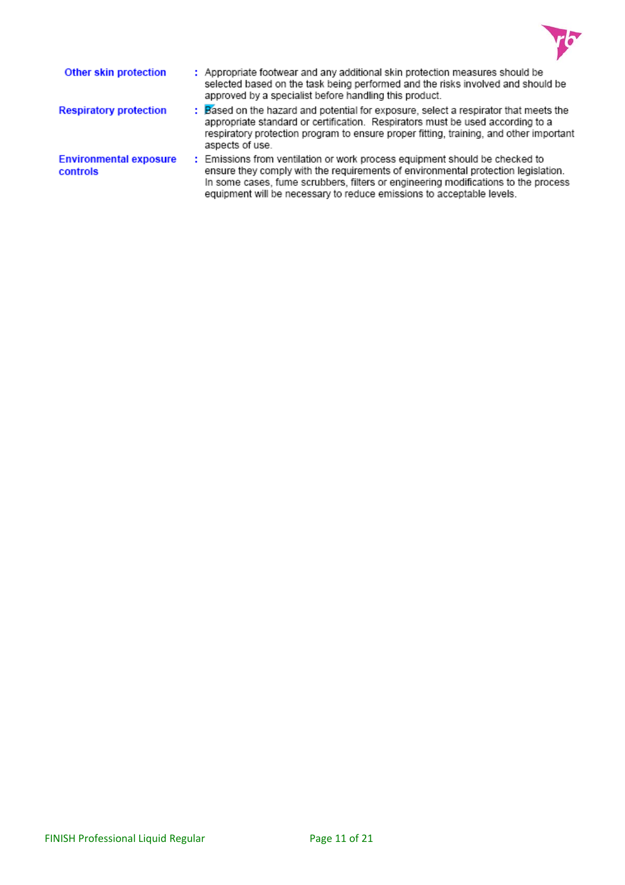**Other skin protection** : Appropriate footwear and any additional skin protection measures should be selected based on the task being performed and the risks involved and should be approved by a specialist before handling this product.

**Respiratory protection** : Based on the hazard and potential for exposure, select a respirator that meets the appropriate standard or certification. Respirators must be used according to a respiratory protection program to ensure proper fitting, training, and other important aspects of use.

**Environmental exposure controls** : Emissions from ventilation or work process equipment should be checked to ensure they comply with the requirements of environmental protection legislation. In some cases, fume scrubbers, filters or engineering modifications to the process equipment will be necessary to reduce emissions to acceptable levels.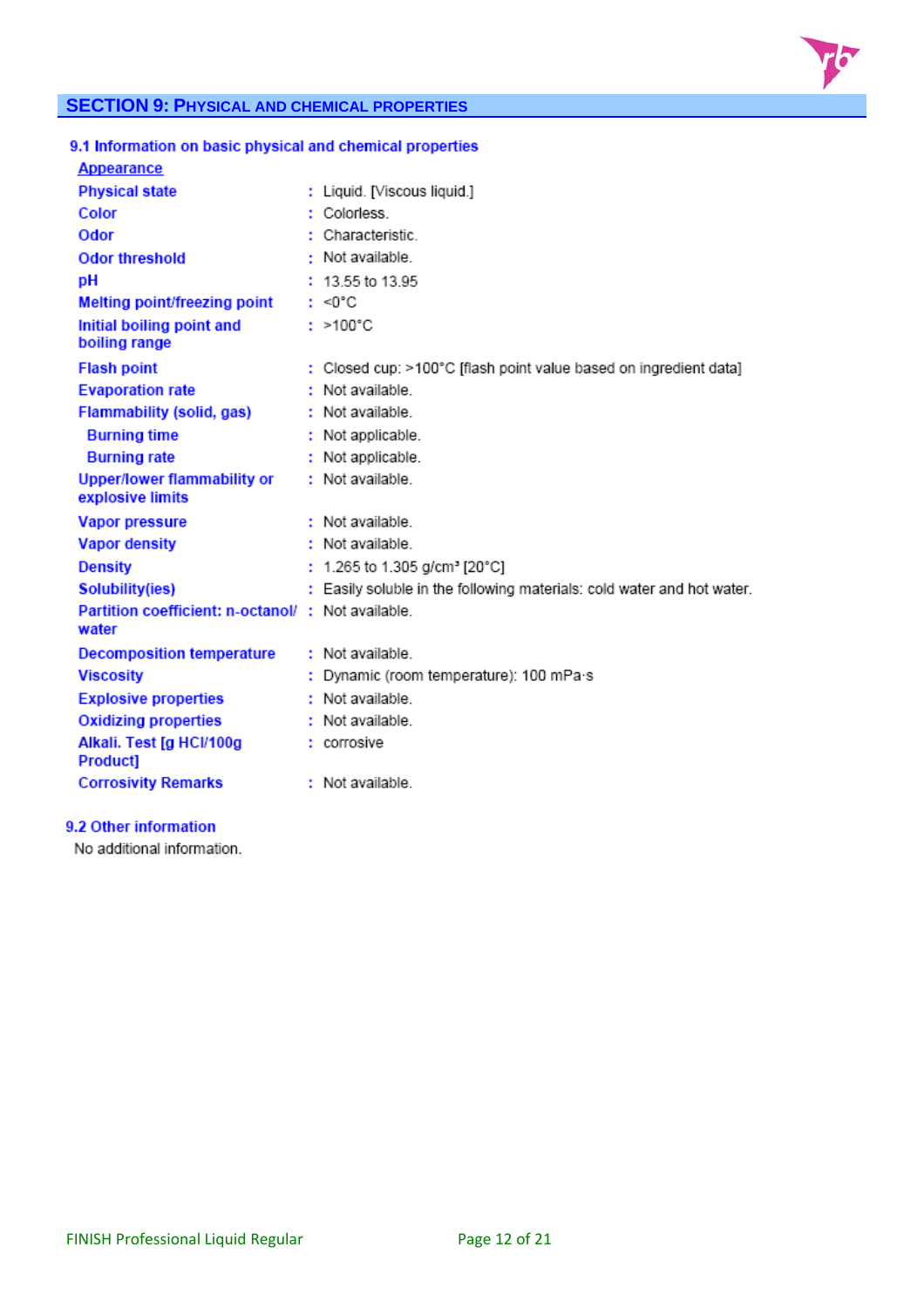## SECTION 9: PHYSICAL AND CHEMICAL PROPERTIES

### 9.1 Information on basic physical and chemical properties

**Appearance**

| | | |
|---|---|---|
| **Physical state** | : | Liquid. [Viscous liquid.] |
| **Color** | : | Colorless. |
| **Odor** | : | Characteristic. |
| **Odor threshold** | : | Not available. |
| **pH** | : | 13.55 to 13.95 |
| **Melting point/freezing point** | : | <0°C |
| **Initial boiling point and boiling range** | : | >100°C |
| **Flash point** | : | Closed cup: >100°C [flash point value based on ingredient data] |
| **Evaporation rate** | : | Not available. |
| **Flammability (solid, gas)** | : | Not available. |
| **Burning time** | : | Not applicable. |
| **Burning rate** | : | Not applicable. |
| **Upper/lower flammability or explosive limits** | : | Not available. |
| **Vapor pressure** | : | Not available. |
| **Vapor density** | : | Not available. |
| **Density** | : | 1.265 to 1.305 g/cm³ [20°C] |
| **Solubility(ies)** | : | Easily soluble in the following materials: cold water and hot water. |
| **Partition coefficient: n-octanol/ water** | : | Not available. |
| **Decomposition temperature** | : | Not available. |
| **Viscosity** | : | Dynamic (room temperature): 100 mPa·s |
| **Explosive properties** | : | Not available. |
| **Oxidizing properties** | : | Not available. |
| **Alkali. Test [g HCl/100g Product]** | : | corrosive |
| **Corrosivity Remarks** | : | Not available. |

### 9.2 Other information

No additional information.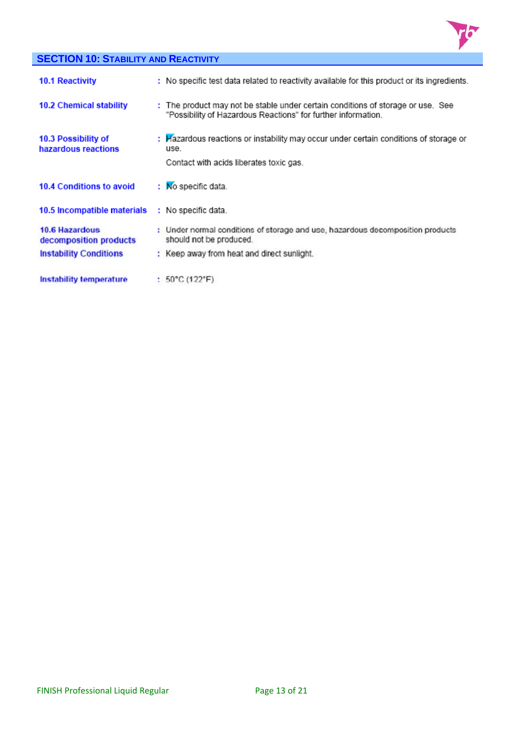## SECTION 10: STABILITY AND REACTIVITY

| | |
|---|---|
| **10.1 Reactivity** | : No specific test data related to reactivity available for this product or its ingredients. |
| **10.2 Chemical stability** | : The product may not be stable under certain conditions of storage or use. See "Possibility of Hazardous Reactions" for further information. |
| **10.3 Possibility of hazardous reactions** | : Hazardous reactions or instability may occur under certain conditions of storage or use.<br>Contact with acids liberates toxic gas. |
| **10.4 Conditions to avoid** | : No specific data. |
| **10.5 Incompatible materials** | : No specific data. |
| **10.6 Hazardous decomposition products** | : Under normal conditions of storage and use, hazardous decomposition products should not be produced. |
| **Instability Conditions** | : Keep away from heat and direct sunlight. |
| **Instability temperature** | : 50°C (122°F) |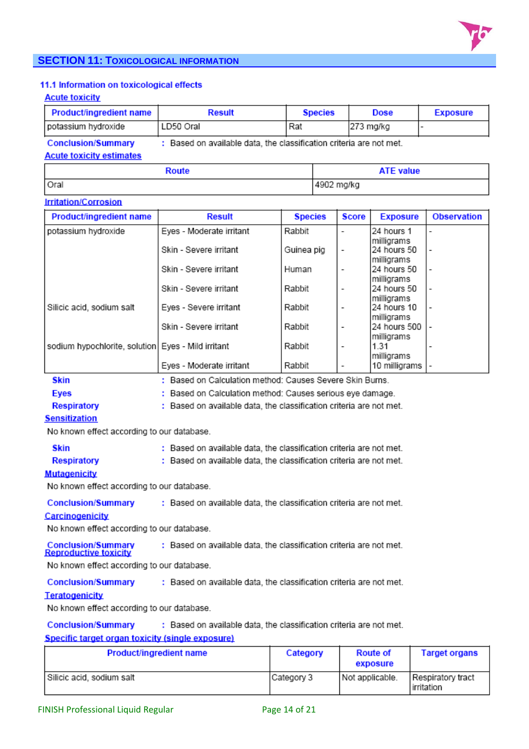## SECTION 11: TOXICOLOGICAL INFORMATION

### 11.1 Information on toxicological effects

**Acute toxicity**

| Product/ingredient name | Result | Species | Dose | Exposure |
|---|---|---|---|---|
| potassium hydroxide | LD50 Oral | Rat | 273 mg/kg | - |

**Conclusion/Summary** : Based on available data, the classification criteria are not met.

**Acute toxicity estimates**

| Route | ATE value |
|---|---|
| Oral | 4902 mg/kg |

**Irritation/Corrosion**

| Product/ingredient name | Result | Species | Score | Exposure | Observation |
|---|---|---|---|---|---|
| potassium hydroxide | Eyes - Moderate irritant | Rabbit | - | 24 hours 1 milligrams | - |
| | Skin - Severe irritant | Guinea pig | - | 24 hours 50 milligrams | - |
| | Skin - Severe irritant | Human | - | 24 hours 50 milligrams | - |
| | Skin - Severe irritant | Rabbit | - | 24 hours 50 milligrams | - |
| Silicic acid, sodium salt | Eyes - Severe irritant | Rabbit | - | 24 hours 10 milligrams | - |
| | Skin - Severe irritant | Rabbit | - | 24 hours 500 milligrams | - |
| sodium hypochlorite, solution | Eyes - Mild irritant | Rabbit | - | 1.31 milligrams | - |
| | Eyes - Moderate irritant | Rabbit | - | 10 milligrams | - |

**Skin** : Based on Calculation method: Causes Severe Skin Burns.

**Eyes** : Based on Calculation method: Causes serious eye damage.

**Respiratory** : Based on available data, the classification criteria are not met.

**Sensitization**

No known effect according to our database.

**Skin** : Based on available data, the classification criteria are not met.

**Respiratory** : Based on available data, the classification criteria are not met.

**Mutagenicity**

No known effect according to our database.

**Conclusion/Summary** : Based on available data, the classification criteria are not met.

**Carcinogenicity**

No known effect according to our database.

**Conclusion/Summary** : Based on available data, the classification criteria are not met.

**Reproductive toxicity**

No known effect according to our database.

**Conclusion/Summary** : Based on available data, the classification criteria are not met.

**Teratogenicity**

No known effect according to our database.

**Conclusion/Summary** : Based on available data, the classification criteria are not met.

**Specific target organ toxicity (single exposure)**

| Product/ingredient name | Category | Route of exposure | Target organs |
|---|---|---|---|
| Silicic acid, sodium salt | Category 3 | Not applicable. | Respiratory tract irritation |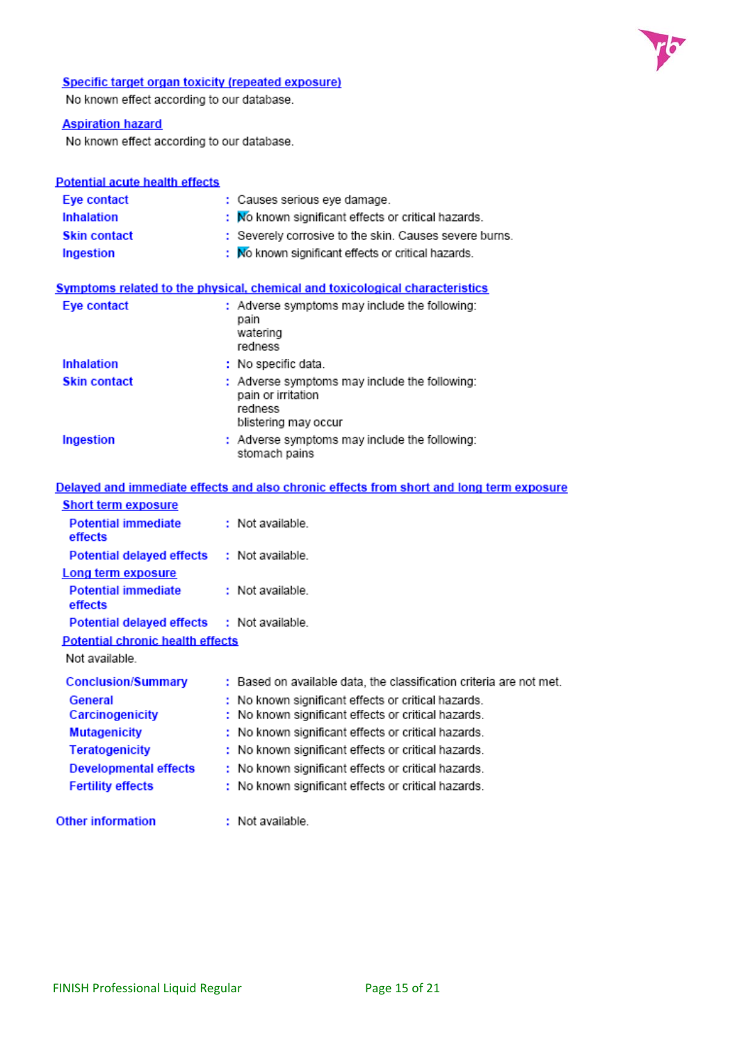### Specific target organ toxicity (repeated exposure)

No known effect according to our database.

### Aspiration hazard

No known effect according to our database.

## Potential acute health effects

| | |
|---|---|
| **Eye contact** | : Causes serious eye damage. |
| **Inhalation** | : No known significant effects or critical hazards. |
| **Skin contact** | : Severely corrosive to the skin. Causes severe burns. |
| **Ingestion** | : No known significant effects or critical hazards. |

## Symptoms related to the physical, chemical and toxicological characteristics

| | |
|---|---|
| **Eye contact** | : Adverse symptoms may include the following:<br>pain<br>watering<br>redness |
| **Inhalation** | : No specific data. |
| **Skin contact** | : Adverse symptoms may include the following:<br>pain or irritation<br>redness<br>blistering may occur |
| **Ingestion** | : Adverse symptoms may include the following:<br>stomach pains |

## Delayed and immediate effects and also chronic effects from short and long term exposure

### Short term exposure

| | |
|---|---|
| **Potential immediate effects** | : Not available. |
| **Potential delayed effects** | : Not available. |

### Long term exposure

| | |
|---|---|
| **Potential immediate effects** | : Not available. |
| **Potential delayed effects** | : Not available. |

### Potential chronic health effects

Not available.

| | |
|---|---|
| **Conclusion/Summary** | : Based on available data, the classification criteria are not met. |
| **General** | : No known significant effects or critical hazards. |
| **Carcinogenicity** | : No known significant effects or critical hazards. |
| **Mutagenicity** | : No known significant effects or critical hazards. |
| **Teratogenicity** | : No known significant effects or critical hazards. |
| **Developmental effects** | : No known significant effects or critical hazards. |
| **Fertility effects** | : No known significant effects or critical hazards. |

| | |
|---|---|
| **Other information** | : Not available. |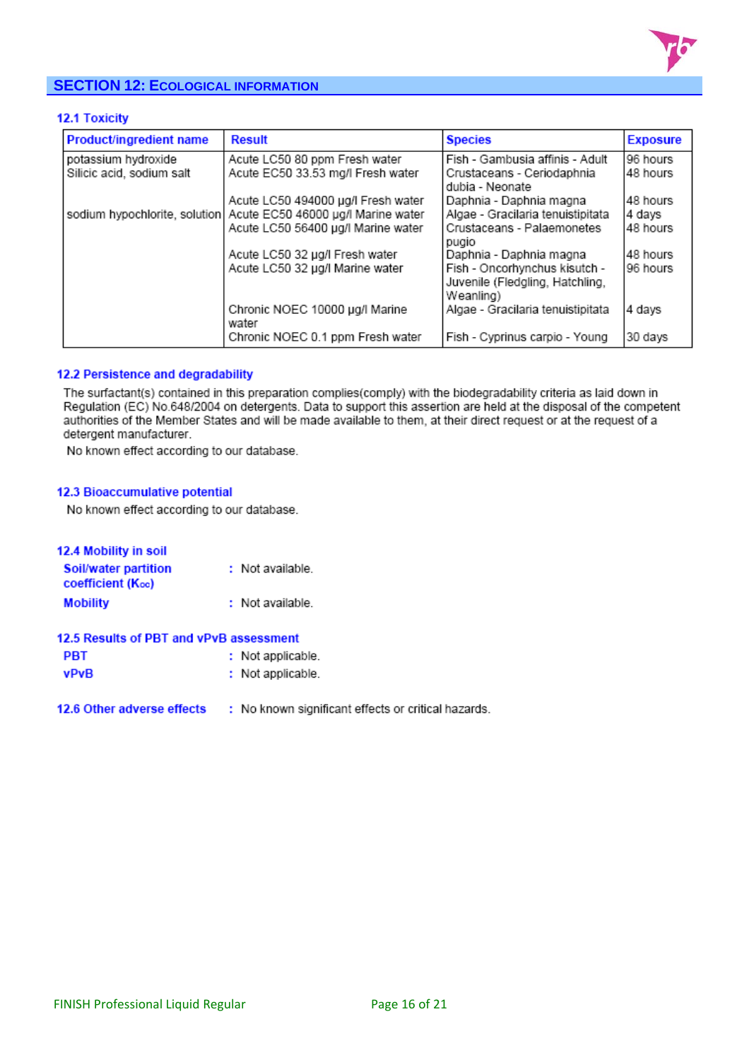## SECTION 12: ECOLOGICAL INFORMATION

### 12.1 Toxicity

| Product/ingredient name | Result | Species | Exposure |
|---|---|---|---|
| potassium hydroxide | Acute LC50 80 ppm Fresh water | Fish - Gambusia affinis - Adult | 96 hours |
| Silicic acid, sodium salt | Acute EC50 33.53 mg/l Fresh water | Crustaceans - Ceriodaphnia dubia - Neonate | 48 hours |
| | Acute LC50 494000 µg/l Fresh water | Daphnia - Daphnia magna | 48 hours |
| sodium hypochlorite, solution | Acute EC50 46000 µg/l Marine water | Algae - Gracilaria tenuistipitata | 4 days |
| | Acute LC50 56400 µg/l Marine water | Crustaceans - Palaemonetes pugio | 48 hours |
| | Acute LC50 32 µg/l Fresh water | Daphnia - Daphnia magna | 48 hours |
| | Acute LC50 32 µg/l Marine water | Fish - Oncorhynchus kisutch - Juvenile (Fledgling, Hatchling, Weanling) | 96 hours |
| | Chronic NOEC 10000 µg/l Marine water | Algae - Gracilaria tenuistipitata | 4 days |
| | Chronic NOEC 0.1 ppm Fresh water | Fish - Cyprinus carpio - Young | 30 days |

### 12.2 Persistence and degradability

The surfactant(s) contained in this preparation complies(comply) with the biodegradability criteria as laid down in Regulation (EC) No.648/2004 on detergents. Data to support this assertion are held at the disposal of the competent authorities of the Member States and will be made available to them, at their direct request or at the request of a detergent manufacturer.

No known effect according to our database.

### 12.3 Bioaccumulative potential

No known effect according to our database.

### 12.4 Mobility in soil

**Soil/water partition coefficient ($K_{oc}$)** : Not available.

**Mobility** : Not available.

### 12.5 Results of PBT and vPvB assessment

**PBT** : Not applicable.

**vPvB** : Not applicable.

### 12.6 Other adverse effects

: No known significant effects or critical hazards.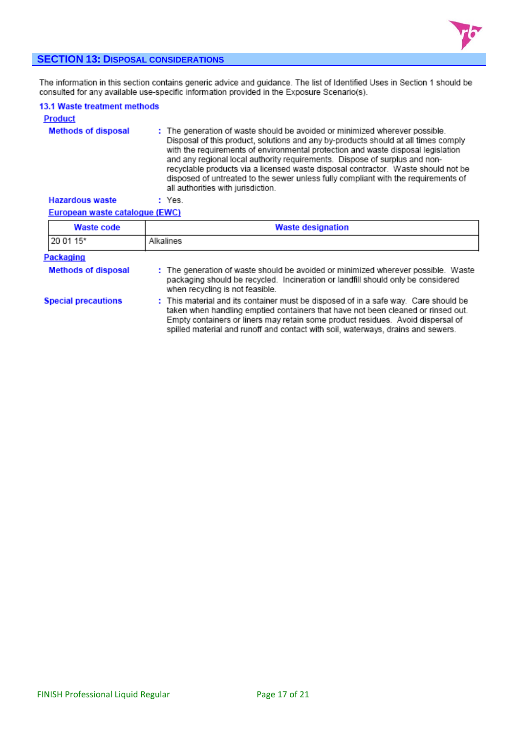## SECTION 13: DISPOSAL CONSIDERATIONS

The information in this section contains generic advice and guidance. The list of Identified Uses in Section 1 should be consulted for any available use-specific information provided in the Exposure Scenario(s).

### 13.1 Waste treatment methods

**Product**

**Methods of disposal** : The generation of waste should be avoided or minimized wherever possible. Disposal of this product, solutions and any by-products should at all times comply with the requirements of environmental protection and waste disposal legislation and any regional local authority requirements. Dispose of surplus and non-recyclable products via a licensed waste disposal contractor. Waste should not be disposed of untreated to the sewer unless fully compliant with the requirements of all authorities with jurisdiction.

**Hazardous waste** : Yes.

**European waste catalogue (EWC)**

| Waste code | Waste designation |
|---|---|
| 20 01 15* | Alkalines |

**Packaging**

**Methods of disposal** : The generation of waste should be avoided or minimized wherever possible. Waste packaging should be recycled. Incineration or landfill should only be considered when recycling is not feasible.

**Special precautions** : This material and its container must be disposed of in a safe way. Care should be taken when handling emptied containers that have not been cleaned or rinsed out. Empty containers or liners may retain some product residues. Avoid dispersal of spilled material and runoff and contact with soil, waterways, drains and sewers.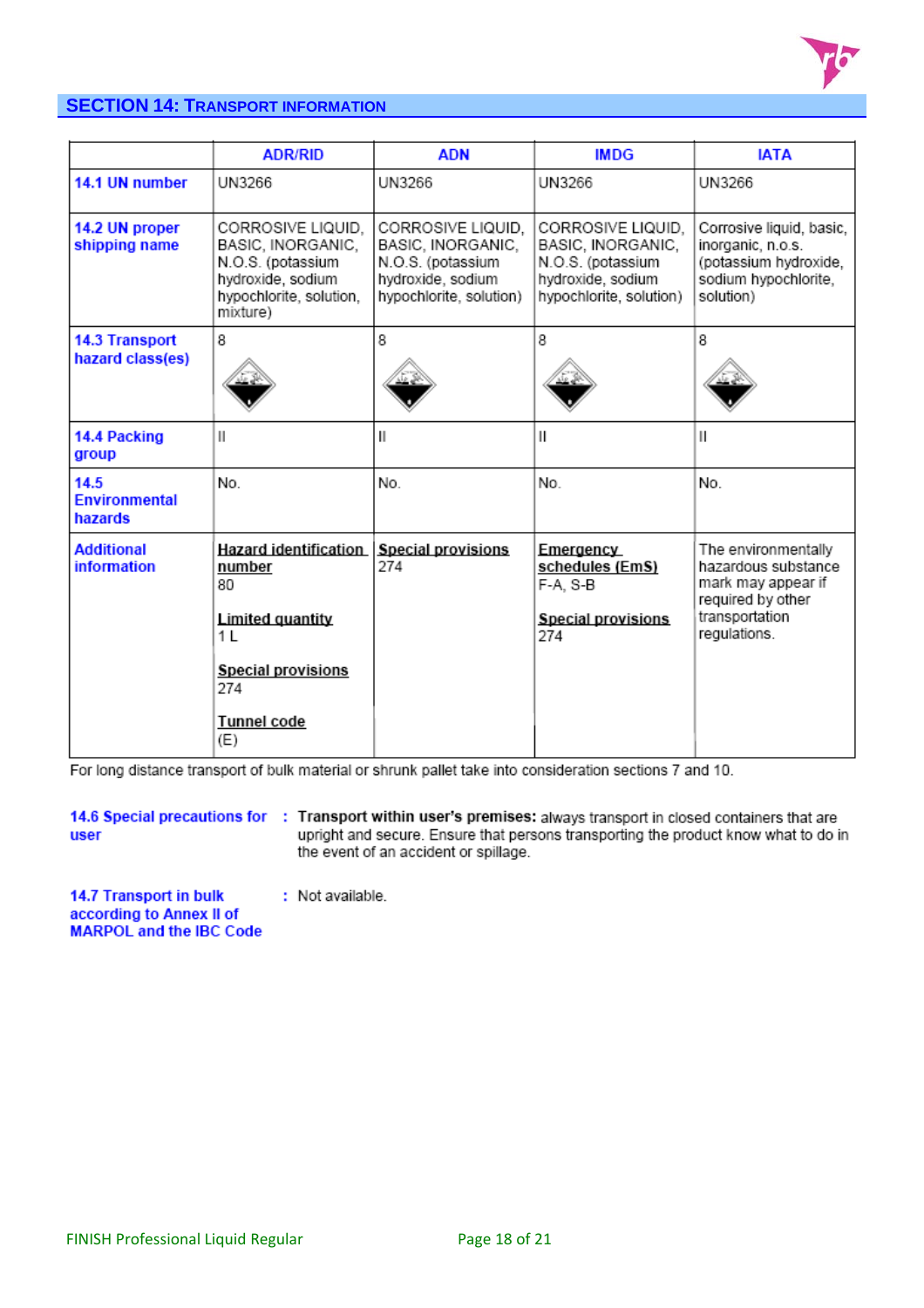## SECTION 14: TRANSPORT INFORMATION

| | ADR/RID | ADN | IMDG | IATA |
|---|---|---|---|---|
| 14.1 UN number | UN3266 | UN3266 | UN3266 | UN3266 |
| 14.2 UN proper shipping name | CORROSIVE LIQUID, BASIC, INORGANIC, N.O.S. (potassium hydroxide, sodium hypochlorite, solution, mixture) | CORROSIVE LIQUID, BASIC, INORGANIC, N.O.S. (potassium hydroxide, sodium hypochlorite, solution) | CORROSIVE LIQUID, BASIC, INORGANIC, N.O.S. (potassium hydroxide, sodium hypochlorite, solution) | Corrosive liquid, basic, inorganic, n.o.s. (potassium hydroxide, sodium hypochlorite, solution) |
| 14.3 Transport hazard class(es) | 8 | 8 | 8 | 8 |
| 14.4 Packing group | II | II | II | II |
| 14.5 Environmental hazards | No. | No. | No. | No. |
| Additional information | **Hazard identification number** 80 **Limited quantity** 1 L **Special provisions** 274 **Tunnel code** (E) | **Special provisions** 274 | **Emergency schedules (EmS)** F-A, S-B **Special provisions** 274 | The environmentally hazardous substance mark may appear if required by other transportation regulations. |

For long distance transport of bulk material or shrunk pallet take into consideration sections 7 and 10.

**14.6 Special precautions for user** : **Transport within user's premises:** always transport in closed containers that are upright and secure. Ensure that persons transporting the product know what to do in the event of an accident or spillage.

**14.7 Transport in bulk according to Annex II of MARPOL and the IBC Code** : Not available.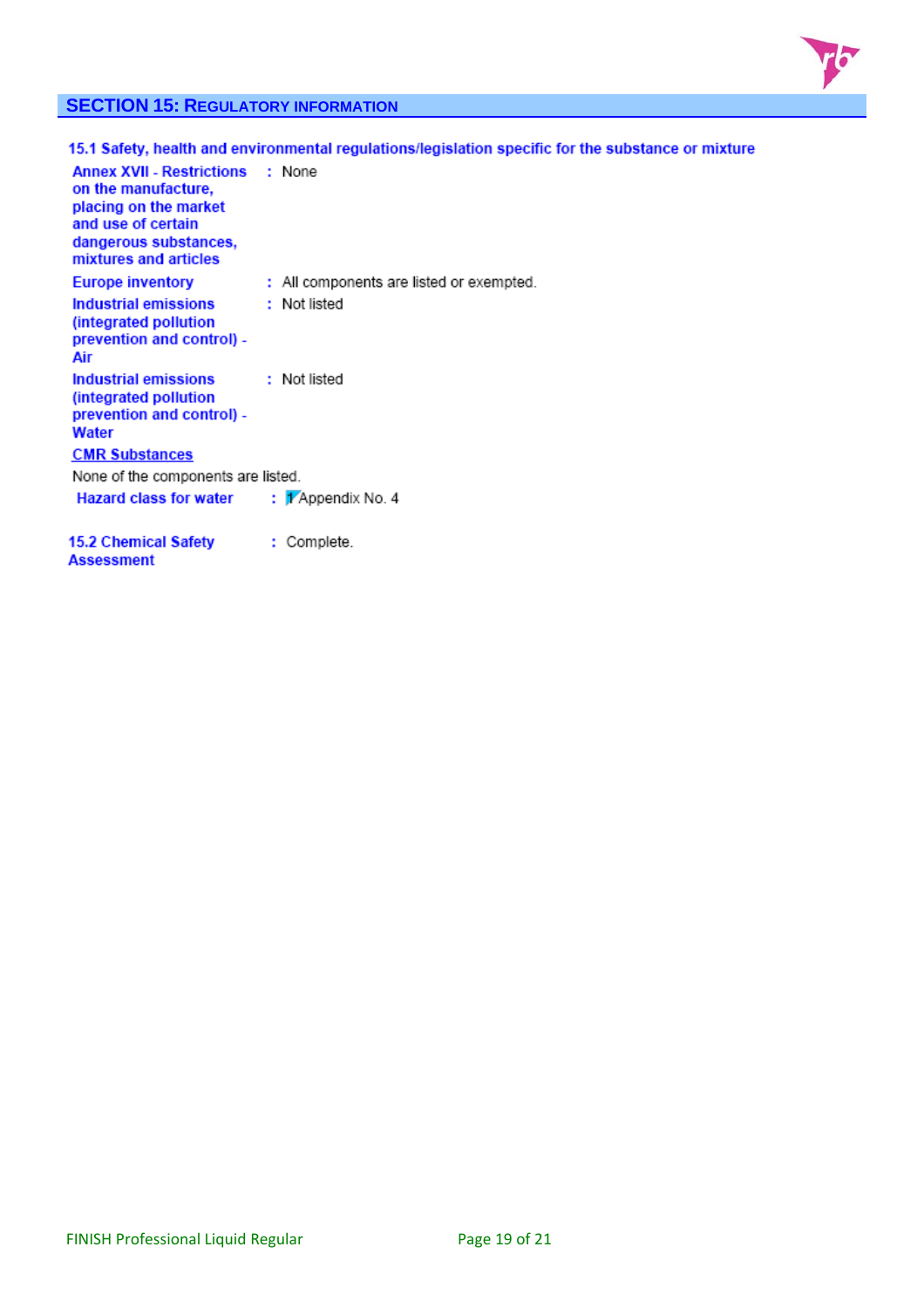## SECTION 15: REGULATORY INFORMATION

### 15.1 Safety, health and environmental regulations/legislation specific for the substance or mixture

| | | |
|---|---|---|
| **Annex XVII - Restrictions on the manufacture, placing on the market and use of certain dangerous substances, mixtures and articles** | : | None |
| **Europe inventory** | : | All components are listed or exempted. |
| **Industrial emissions (integrated pollution prevention and control) - Air** | : | Not listed |
| **Industrial emissions (integrated pollution prevention and control) - Water** | : | Not listed |

**CMR Substances**

None of the components are listed.

| | | |
|---|---|---|
| **Hazard class for water** | : | 1 Appendix No. 4 |

| | | |
|---|---|---|
| **15.2 Chemical Safety Assessment** | : | Complete. |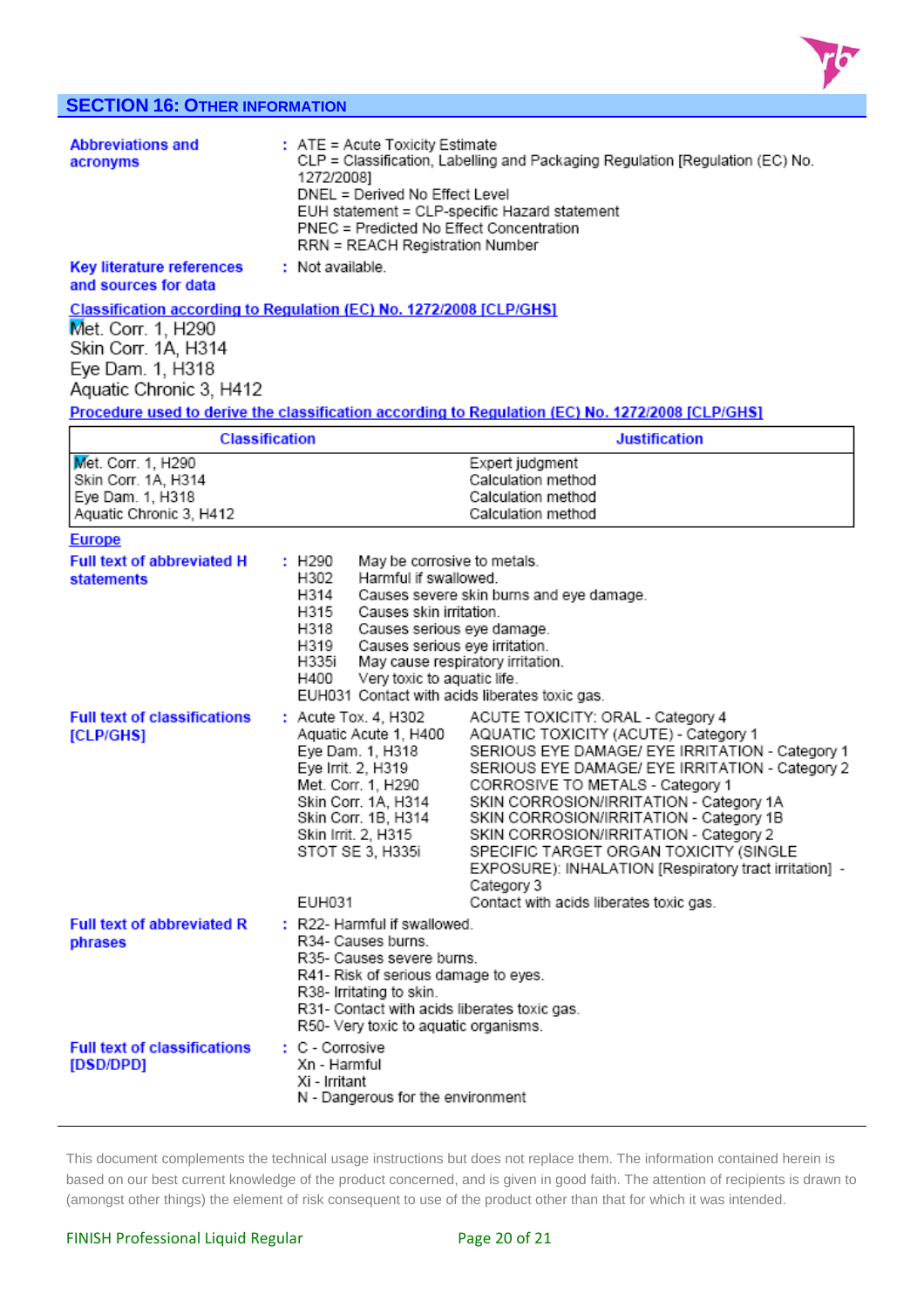## SECTION 16: Other information

**Abbreviations and acronyms** : ATE = Acute Toxicity Estimate
CLP = Classification, Labelling and Packaging Regulation [Regulation (EC) No. 1272/2008]
DNEL = Derived No Effect Level
EUH statement = CLP-specific Hazard statement
PNEC = Predicted No Effect Concentration
RRN = REACH Registration Number

**Key literature references and sources for data** : Not available.

**Classification according to Regulation (EC) No. 1272/2008 [CLP/GHS]**

Met. Corr. 1, H290
Skin Corr. 1A, H314
Eye Dam. 1, H318
Aquatic Chronic 3, H412

**Procedure used to derive the classification according to Regulation (EC) No. 1272/2008 [CLP/GHS]**

| Classification | Justification |
|---|---|
| Met. Corr. 1, H290 | Expert judgment |
| Skin Corr. 1A, H314 | Calculation method |
| Eye Dam. 1, H318 | Calculation method |
| Aquatic Chronic 3, H412 | Calculation method |

**Europe**

**Full text of abbreviated H statements** :

| | |
|---|---|
| H290 | May be corrosive to metals. |
| H302 | Harmful if swallowed. |
| H314 | Causes severe skin burns and eye damage. |
| H315 | Causes skin irritation. |
| H318 | Causes serious eye damage. |
| H319 | Causes serious eye irritation. |
| H335i | May cause respiratory irritation. |
| H400 | Very toxic to aquatic life. |
| EUH031 | Contact with acids liberates toxic gas. |

**Full text of classifications [CLP/GHS]** :

| | |
|---|---|
| Acute Tox. 4, H302 | ACUTE TOXICITY: ORAL - Category 4 |
| Aquatic Acute 1, H400 | AQUATIC TOXICITY (ACUTE) - Category 1 |
| Eye Dam. 1, H318 | SERIOUS EYE DAMAGE/ EYE IRRITATION - Category 1 |
| Eye Irrit. 2, H319 | SERIOUS EYE DAMAGE/ EYE IRRITATION - Category 2 |
| Met. Corr. 1, H290 | CORROSIVE TO METALS - Category 1 |
| Skin Corr. 1A, H314 | SKIN CORROSION/IRRITATION - Category 1A |
| Skin Corr. 1B, H314 | SKIN CORROSION/IRRITATION - Category 1B |
| Skin Irrit. 2, H315 | SKIN CORROSION/IRRITATION - Category 2 |
| STOT SE 3, H335i | SPECIFIC TARGET ORGAN TOXICITY (SINGLE EXPOSURE): INHALATION [Respiratory tract irritation] - Category 3 |
| EUH031 | Contact with acids liberates toxic gas. |

**Full text of abbreviated R phrases** : R22- Harmful if swallowed.
R34- Causes burns.
R35- Causes severe burns.
R41- Risk of serious damage to eyes.
R38- Irritating to skin.
R31- Contact with acids liberates toxic gas.
R50- Very toxic to aquatic organisms.

**Full text of classifications [DSD/DPD]** : C - Corrosive
Xn - Harmful
Xi - Irritant
N - Dangerous for the environment

This document complements the technical usage instructions but does not replace them. The information contained herein is based on our best current knowledge of the product concerned, and is given in good faith. The attention of recipients is drawn to (amongst other things) the element of risk consequent to use of the product other than that for which it was intended.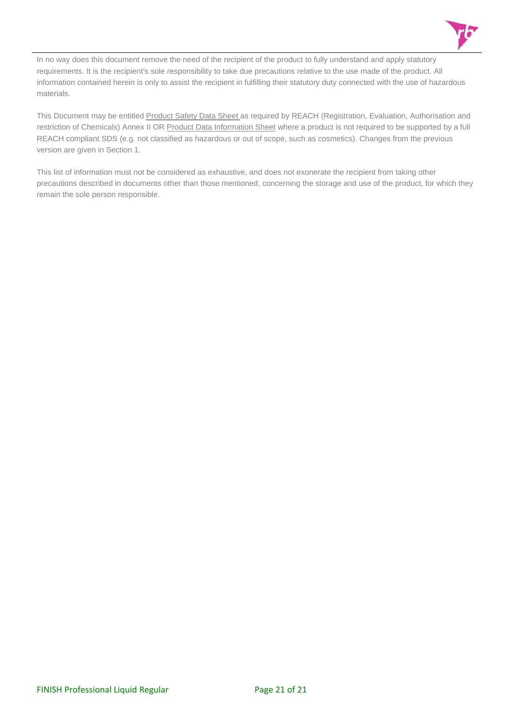In no way does this document remove the need of the recipient of the product to fully understand and apply statutory requirements. It is the recipient's sole responsibility to take due precautions relative to the use made of the product. All information contained herein is only to assist the recipient in fulfilling their statutory duty connected with the use of hazardous materials.

This Document may be entitled Product Safety Data Sheet as required by REACH (Registration, Evaluation, Authorisation and restriction of Chemicals) Annex II OR Product Data Information Sheet where a product is not required to be supported by a full REACH compliant SDS (e.g. not classified as hazardous or out of scope, such as cosmetics). Changes from the previous version are given in Section 1.

This list of information must not be considered as exhaustive, and does not exonerate the recipient from taking other precautions described in documents other than those mentioned, concerning the storage and use of the product, for which they remain the sole person responsible.